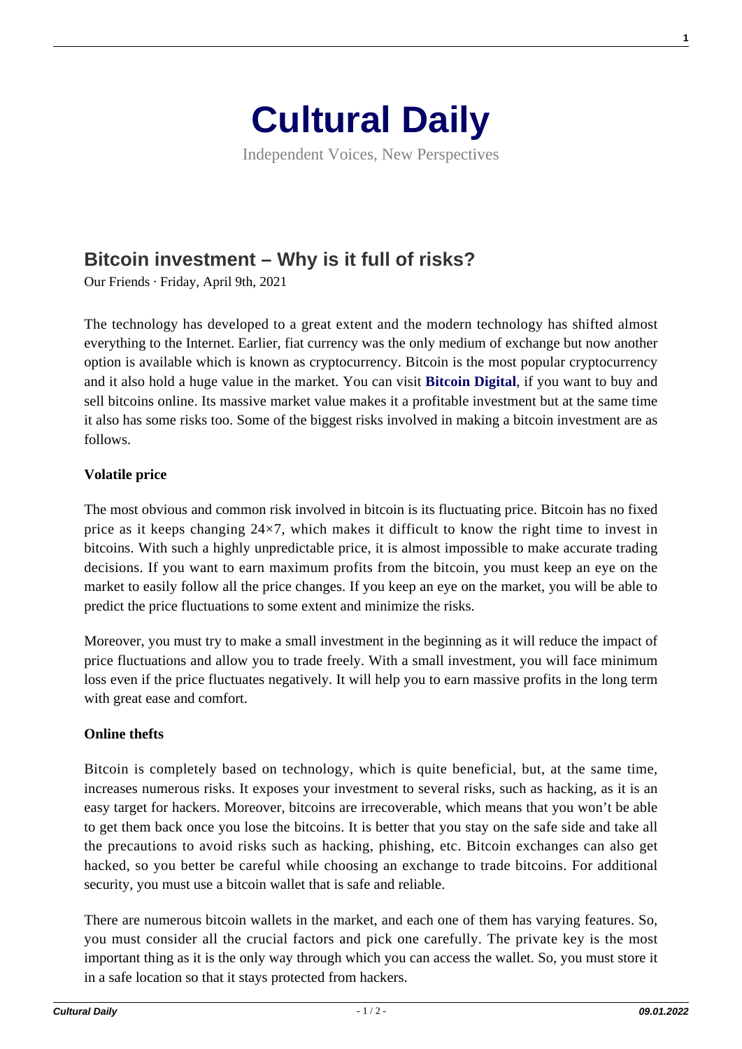# Cultural Daily

Independent Voices, New Perspectives

## Bitcoin investment – Why is it full of risks?

Our Friends · Friday, April 9th, 2021

The technology has developed to a great extent and the modern technology has shifted almost everything to the Internet. Earlier, fiat currency was the only medium of exchange but now another option is available which is known as cryptocurrency. Bitcoin is the most popular cryptocurrency and it also hold a huge value in the market. You can visit **Bitcoin Digital**, if you want to buy and sell bitcoins online. Its massive market value makes it a profitable investment but at the same time it also has some risks too. Some of the biggest risks involved in making a bitcoin investment are as follows.

**Volatile price**

The most obvious and common risk involved in bitcoin is its fluctuating price. Bitcoin has no fixed price as it keeps changing 24×7, which makes it difficult to know the right time to invest in bitcoins. With such a highly unpredictable price, it is almost impossible to make accurate trading decisions. If you want to earn maximum profits from the bitcoin, you must keep an eye on the market to easily follow all the price changes. If you keep an eye on the market, you will be able to predict the price fluctuations to some extent and minimize the risks.

Moreover, you must try to make a small investment in the beginning as it will reduce the impact of price fluctuations and allow you to trade freely. With a small investment, you will face minimum loss even if the price fluctuates negatively. It will help you to earn massive profits in the long term with great ease and comfort.

**Online thefts**

Bitcoin is completely based on technology, which is quite beneficial, but, at the same time, increases numerous risks. It exposes your investment to several risks, such as hacking, as it is an easy target for hackers. Moreover, bitcoins are irrecoverable, which means that you won't be able to get them back once you lose the bitcoins. It is better that you stay on the safe side and take all the precautions to avoid risks such as hacking, phishing, etc. Bitcoin exchanges can also get hacked, so you better be careful while choosing an exchange to trade bitcoins. For additional security, you must use a bitcoin wallet that is safe and reliable.

There are numerous bitcoin wallets in the market, and each one of them has varying features. So, you must consider all the crucial factors and pick one carefully. The private key is the most important thing as it is the only way through which you can access the wallet. So, you must store it in a safe location so that it stays protected from hackers.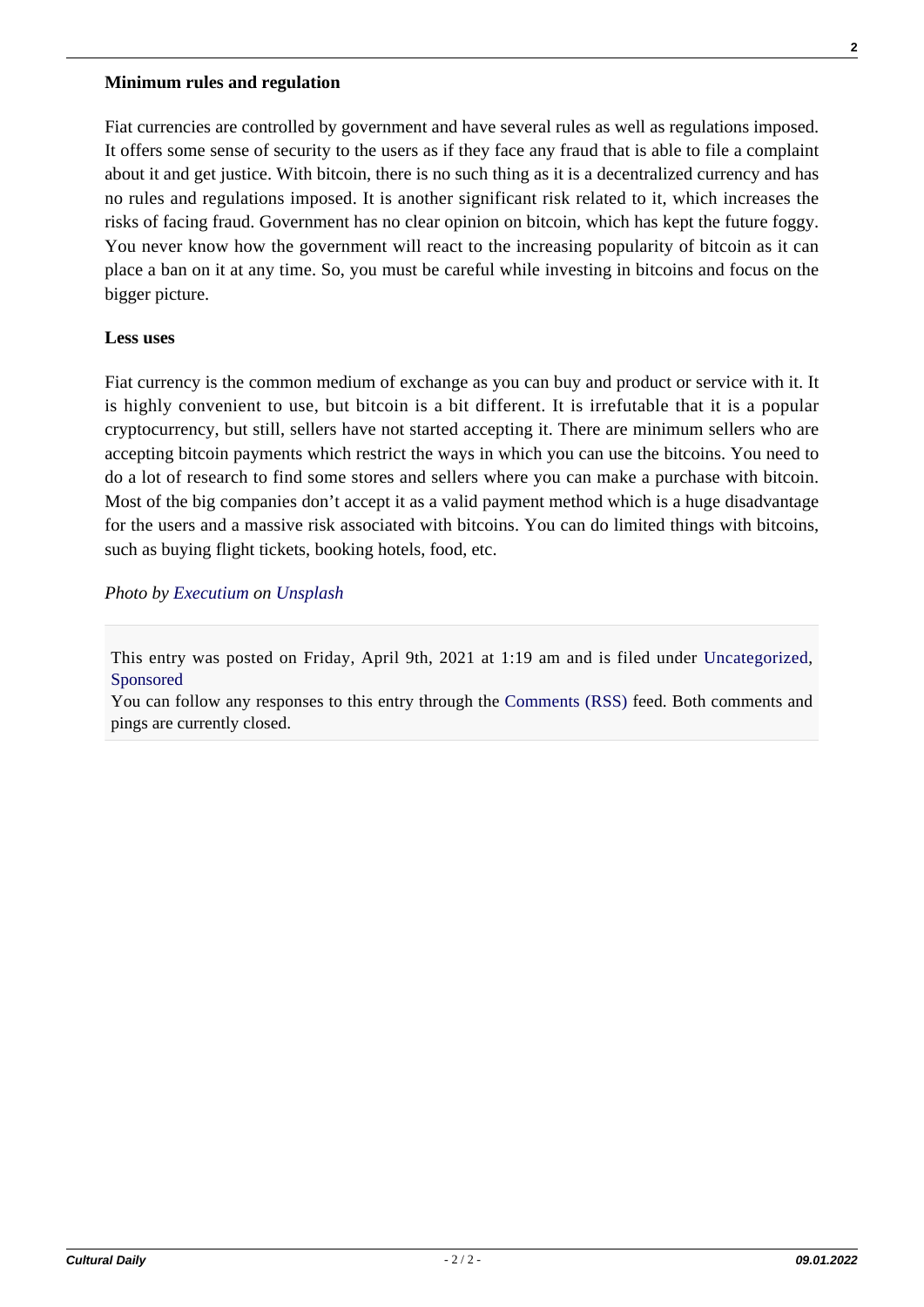**Minimum rules and regulation**

Fiat currencies are controlled by government and have several rules as well as regulations imposed. It offers some sense of security to the users as if they face any fraud that is able to file a complaint about it and get justice. With bitcoin, there is no such thing as it is a decentralized currency and has no rules and regulations imposed. It is another significant risk related to it, which increases the risks of facing fraud. Government has no clear opinion on bitcoin, which has kept the future foggy. You never know how the government will react to the increasing popularity of bitcoin as it can place a ban on it at any time. So, you must be careful while investing in bitcoins and focus on the bigger picture.

**Less uses**

Fiat currency is the common medium of exchange as you can buy and product or service with it. It is highly convenient to use, but bitcoin is a bit different. It is irrefutable that it is a popular cryptocurrency, but still, sellers have not started accepting it. There are minimum sellers who are accepting bitcoin payments which restrict the ways in which you can use the bitcoins. You need to do a lot of research to find some stores and sellers where you can make a purchase with bitcoin. Most of the big companies don't accept it as a valid payment method which is a huge disadvantage for the users and a massive risk associated with bitcoins. You can do limited things with bitcoins, such as buying flight tickets, booking hotels, food, etc.

*Photo by Executium on Unsplash*

This entry was posted on Friday, April 9th, 2021 at 1:19 am and is filed under Uncategorized, Sponsored
You can follow any responses to this entry through the Comments (RSS) feed. Both comments and pings are currently closed.